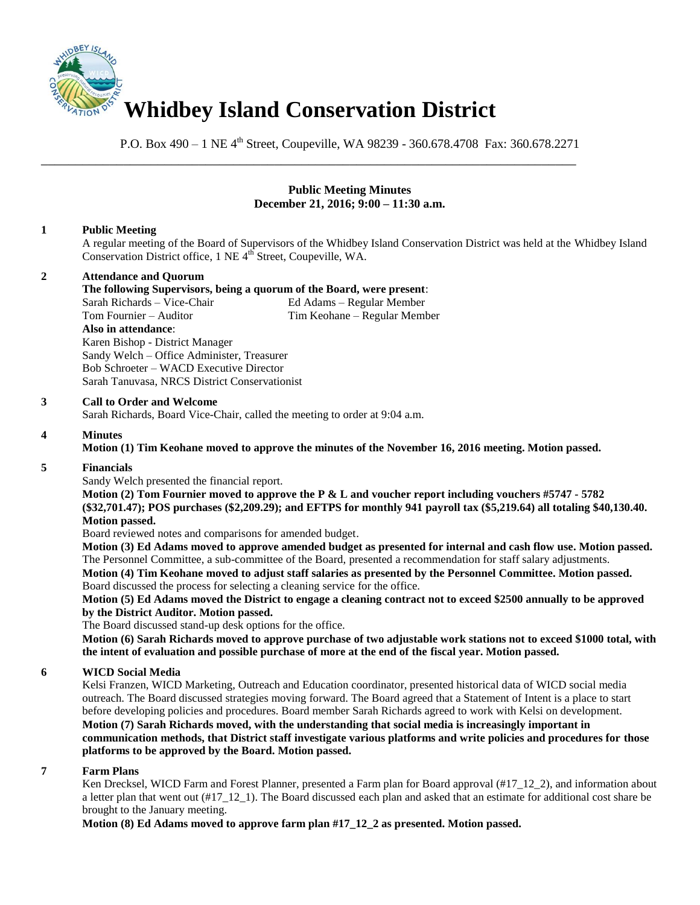# Whidbey Island Conservation District

P.O. Box 490 – 1 NE 4th Street, Coupeville, WA 98239 - 360.678.4708 Fax: 360.678.2271

---

**Public Meeting Minutes**
**December 21, 2016; 9:00 – 11:30 a.m.**

**1 Public Meeting**

A regular meeting of the Board of Supervisors of the Whidbey Island Conservation District was held at the Whidbey Island Conservation District office, 1 NE 4th Street, Coupeville, WA.

**2 Attendance and Quorum**

**The following Supervisors, being a quorum of the Board, were present**:

Sarah Richards – Vice-Chair
Ed Adams – Regular Member
Tom Fournier – Auditor
Tim Keohane – Regular Member

**Also in attendance**:

Karen Bishop - District Manager
Sandy Welch – Office Administer, Treasurer
Bob Schroeter – WACD Executive Director
Sarah Tanuvasa, NRCS District Conservationist

**3 Call to Order and Welcome**

Sarah Richards, Board Vice-Chair, called the meeting to order at 9:04 a.m.

**4 Minutes**

**Motion (1) Tim Keohane moved to approve the minutes of the November 16, 2016 meeting. Motion passed.**

**5 Financials**

Sandy Welch presented the financial report.

**Motion (2) Tom Fournier moved to approve the P & L and voucher report including vouchers #5747 - 5782 ($32,701.47); POS purchases ($2,209.29); and EFTPS for monthly 941 payroll tax ($5,219.64) all totaling $40,130.40. Motion passed.**

Board reviewed notes and comparisons for amended budget.

**Motion (3) Ed Adams moved to approve amended budget as presented for internal and cash flow use. Motion passed.**

The Personnel Committee, a sub-committee of the Board, presented a recommendation for staff salary adjustments.

**Motion (4) Tim Keohane moved to adjust staff salaries as presented by the Personnel Committee. Motion passed.**

Board discussed the process for selecting a cleaning service for the office.

**Motion (5) Ed Adams moved the District to engage a cleaning contract not to exceed $2500 annually to be approved by the District Auditor. Motion passed.**

The Board discussed stand-up desk options for the office.

**Motion (6) Sarah Richards moved to approve purchase of two adjustable work stations not to exceed $1000 total, with the intent of evaluation and possible purchase of more at the end of the fiscal year. Motion passed.**

**6 WICD Social Media**

Kelsi Franzen, WICD Marketing, Outreach and Education coordinator, presented historical data of WICD social media outreach. The Board discussed strategies moving forward. The Board agreed that a Statement of Intent is a place to start before developing policies and procedures. Board member Sarah Richards agreed to work with Kelsi on development.

**Motion (7) Sarah Richards moved, with the understanding that social media is increasingly important in communication methods, that District staff investigate various platforms and write policies and procedures for those platforms to be approved by the Board. Motion passed.**

**7 Farm Plans**

Ken Drecksel, WICD Farm and Forest Planner, presented a Farm plan for Board approval (#17_12_2), and information about a letter plan that went out (#17_12_1). The Board discussed each plan and asked that an estimate for additional cost share be brought to the January meeting.

**Motion (8) Ed Adams moved to approve farm plan #17_12_2 as presented. Motion passed.**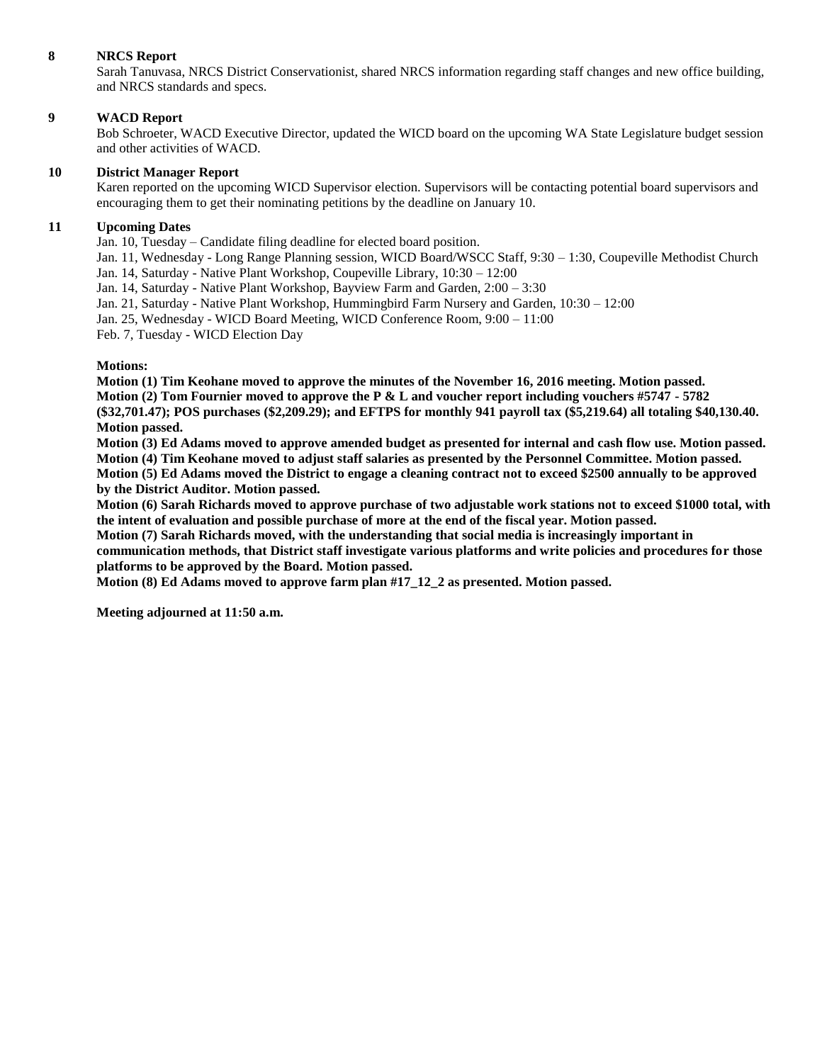**8 NRCS Report**

Sarah Tanuvasa, NRCS District Conservationist, shared NRCS information regarding staff changes and new office building, and NRCS standards and specs.

**9 WACD Report**

Bob Schroeter, WACD Executive Director, updated the WICD board on the upcoming WA State Legislature budget session and other activities of WACD.

**10 District Manager Report**

Karen reported on the upcoming WICD Supervisor election. Supervisors will be contacting potential board supervisors and encouraging them to get their nominating petitions by the deadline on January 10.

**11 Upcoming Dates**

Jan. 10, Tuesday – Candidate filing deadline for elected board position.
Jan. 11, Wednesday - Long Range Planning session, WICD Board/WSCC Staff, 9:30 – 1:30, Coupeville Methodist Church
Jan. 14, Saturday - Native Plant Workshop, Coupeville Library, 10:30 – 12:00
Jan. 14, Saturday - Native Plant Workshop, Bayview Farm and Garden, 2:00 – 3:30
Jan. 21, Saturday - Native Plant Workshop, Hummingbird Farm Nursery and Garden, 10:30 – 12:00
Jan. 25, Wednesday - WICD Board Meeting, WICD Conference Room, 9:00 – 11:00
Feb. 7, Tuesday - WICD Election Day

**Motions:**

**Motion (1) Tim Keohane moved to approve the minutes of the November 16, 2016 meeting. Motion passed.**
**Motion (2) Tom Fournier moved to approve the P & L and voucher report including vouchers #5747 - 5782 ($32,701.47); POS purchases ($2,209.29); and EFTPS for monthly 941 payroll tax ($5,219.64) all totaling $40,130.40. Motion passed.**
**Motion (3) Ed Adams moved to approve amended budget as presented for internal and cash flow use. Motion passed.**
**Motion (4) Tim Keohane moved to adjust staff salaries as presented by the Personnel Committee. Motion passed.**
**Motion (5) Ed Adams moved the District to engage a cleaning contract not to exceed $2500 annually to be approved by the District Auditor. Motion passed.**
**Motion (6) Sarah Richards moved to approve purchase of two adjustable work stations not to exceed $1000 total, with the intent of evaluation and possible purchase of more at the end of the fiscal year. Motion passed.**
**Motion (7) Sarah Richards moved, with the understanding that social media is increasingly important in communication methods, that District staff investigate various platforms and write policies and procedures for those platforms to be approved by the Board. Motion passed.**
**Motion (8) Ed Adams moved to approve farm plan #17_12_2 as presented. Motion passed.**

**Meeting adjourned at 11:50 a.m.**